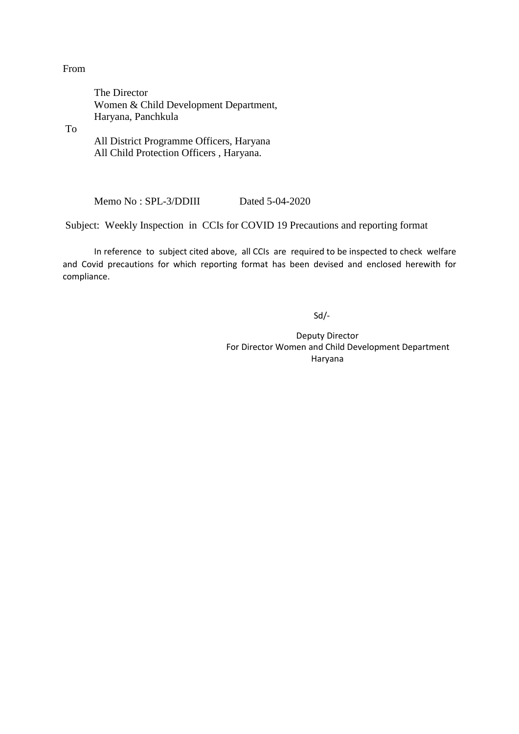From

The Director
Women & Child Development Department,
Haryana, Panchkula

To

All District Programme Officers, Haryana
All Child Protection Officers , Haryana.

Memo No : SPL-3/DDIII Dated 5-04-2020

Subject: Weekly Inspection in CCIs for COVID 19 Precautions and reporting format

In reference to subject cited above, all CCIs are required to be inspected to check welfare and Covid precautions for which reporting format has been devised and enclosed herewith for compliance.

Sd/-

Deputy Director
For Director Women and Child Development Department
Haryana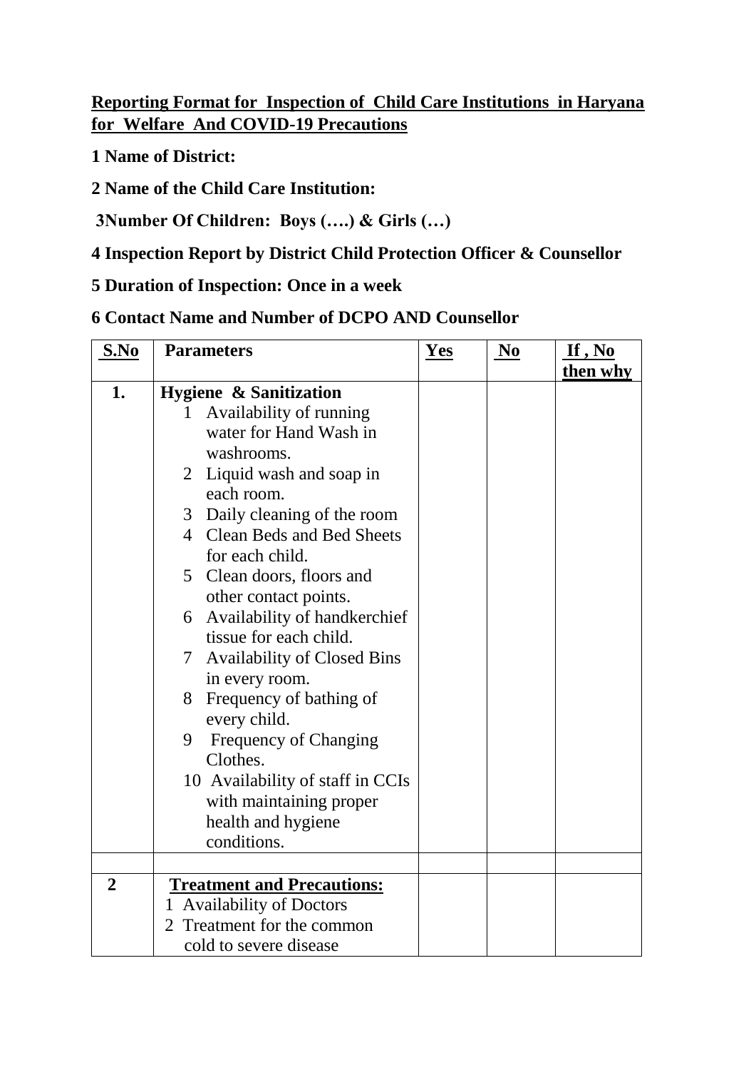**Reporting Format for Inspection of Child Care Institutions in Haryana for Welfare And COVID-19 Precautions**

**1 Name of District:**

**2 Name of the Child Care Institution:**

**3Number Of Children: Boys (….) & Girls (…)**

**4 Inspection Report by District Child Protection Officer & Counsellor**

**5 Duration of Inspection: Once in a week**

**6 Contact Name and Number of DCPO AND Counsellor**

| S.No | Parameters | Yes | No | If , No then why |
|---|---|---|---|---|
| **1.** | **Hygiene & Sanitization**<br>1 Availability of running water for Hand Wash in washrooms.<br>2 Liquid wash and soap in each room.<br>3 Daily cleaning of the room<br>4 Clean Beds and Bed Sheets for each child.<br>5 Clean doors, floors and other contact points.<br>6 Availability of handkerchief tissue for each child.<br>7 Availability of Closed Bins in every room.<br>8 Frequency of bathing of every child.<br>9 Frequency of Changing Clothes.<br>10 Availability of staff in CCIs with maintaining proper health and hygiene conditions. | | | |
| | | | | |
| **2** | **Treatment and Precautions:**<br>1 Availability of Doctors<br>2 Treatment for the common cold to severe disease | | | |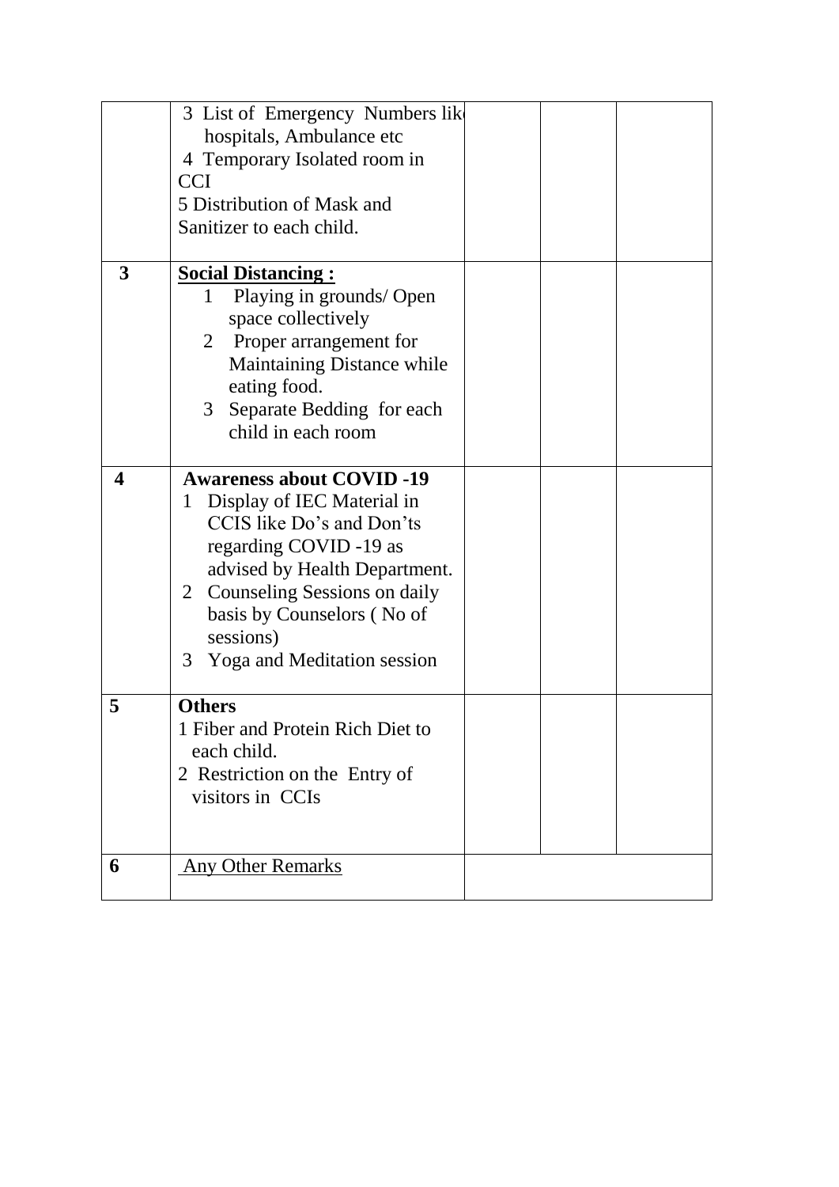| | | | | |
|---|---|---|---|---|
| | 3 List of Emergency Numbers like hospitals, Ambulance etc<br>4 Temporary Isolated room in CCI<br>5 Distribution of Mask and Sanitizer to each child. | | | |
| **3** | **<u>Social Distancing :</u>**<br>1 Playing in grounds/ Open space collectively<br>2 Proper arrangement for Maintaining Distance while eating food.<br>3 Separate Bedding for each child in each room | | | |
| **4** | **Awareness about COVID -19**<br>1 Display of IEC Material in CCIS like Do's and Don'ts regarding COVID -19 as advised by Health Department.<br>2 Counseling Sessions on daily basis by Counselors ( No of sessions)<br>3 Yoga and Meditation session | | | |
| **5** | **Others**<br>1 Fiber and Protein Rich Diet to each child.<br>2 Restriction on the Entry of visitors in CCIs | | | |
| **6** | <u>Any Other Remarks</u> | | | |